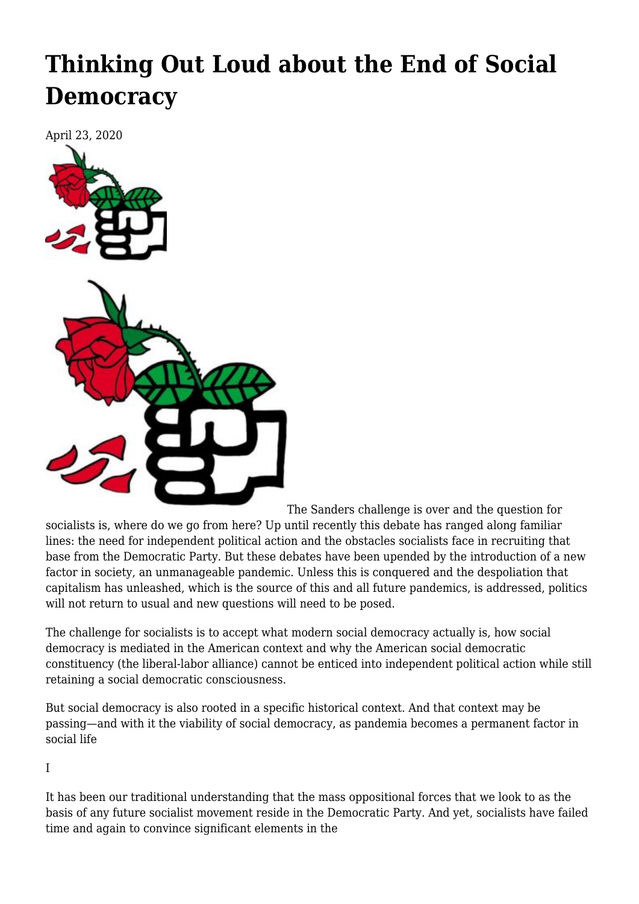# Thinking Out Loud about the End of Social Democracy

April 23, 2020

The Sanders challenge is over and the question for socialists is, where do we go from here? Up until recently this debate has ranged along familiar lines: the need for independent political action and the obstacles socialists face in recruiting that base from the Democratic Party. But these debates have been upended by the introduction of a new factor in society, an unmanageable pandemic. Unless this is conquered and the despoliation that capitalism has unleashed, which is the source of this and all future pandemics, is addressed, politics will not return to usual and new questions will need to be posed.

The challenge for socialists is to accept what modern social democracy actually is, how social democracy is mediated in the American context and why the American social democratic constituency (the liberal-labor alliance) cannot be enticed into independent political action while still retaining a social democratic consciousness.

But social democracy is also rooted in a specific historical context. And that context may be passing—and with it the viability of social democracy, as pandemia becomes a permanent factor in social life

I

It has been our traditional understanding that the mass oppositional forces that we look to as the basis of any future socialist movement reside in the Democratic Party. And yet, socialists have failed time and again to convince significant elements in the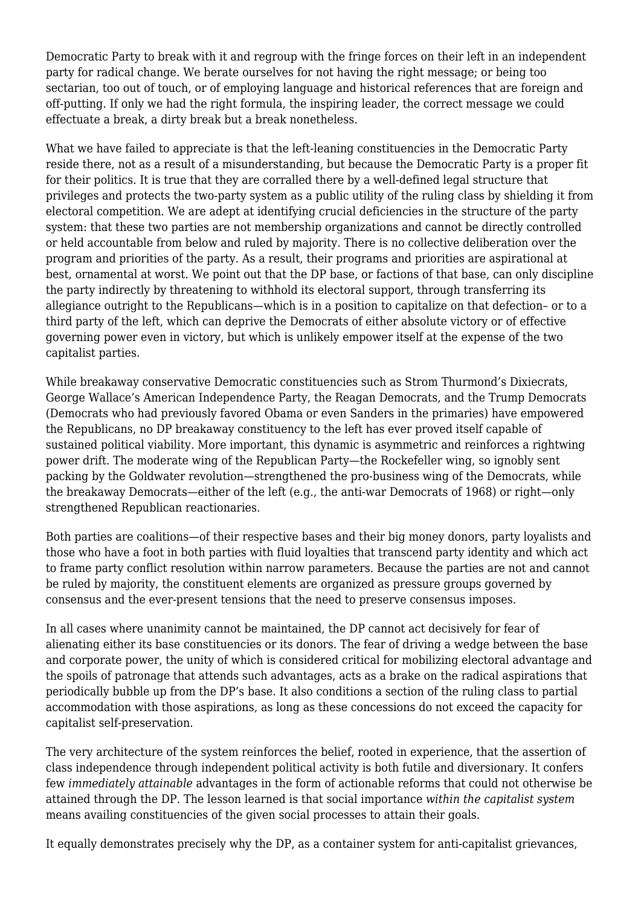Democratic Party to break with it and regroup with the fringe forces on their left in an independent party for radical change. We berate ourselves for not having the right message; or being too sectarian, too out of touch, or of employing language and historical references that are foreign and off-putting. If only we had the right formula, the inspiring leader, the correct message we could effectuate a break, a dirty break but a break nonetheless.

What we have failed to appreciate is that the left-leaning constituencies in the Democratic Party reside there, not as a result of a misunderstanding, but because the Democratic Party is a proper fit for their politics. It is true that they are corralled there by a well-defined legal structure that privileges and protects the two-party system as a public utility of the ruling class by shielding it from electoral competition. We are adept at identifying crucial deficiencies in the structure of the party system: that these two parties are not membership organizations and cannot be directly controlled or held accountable from below and ruled by majority. There is no collective deliberation over the program and priorities of the party. As a result, their programs and priorities are aspirational at best, ornamental at worst. We point out that the DP base, or factions of that base, can only discipline the party indirectly by threatening to withhold its electoral support, through transferring its allegiance outright to the Republicans—which is in a position to capitalize on that defection– or to a third party of the left, which can deprive the Democrats of either absolute victory or of effective governing power even in victory, but which is unlikely empower itself at the expense of the two capitalist parties.

While breakaway conservative Democratic constituencies such as Strom Thurmond's Dixiecrats, George Wallace's American Independence Party, the Reagan Democrats, and the Trump Democrats (Democrats who had previously favored Obama or even Sanders in the primaries) have empowered the Republicans, no DP breakaway constituency to the left has ever proved itself capable of sustained political viability. More important, this dynamic is asymmetric and reinforces a rightwing power drift. The moderate wing of the Republican Party—the Rockefeller wing, so ignobly sent packing by the Goldwater revolution—strengthened the pro-business wing of the Democrats, while the breakaway Democrats—either of the left (e.g., the anti-war Democrats of 1968) or right—only strengthened Republican reactionaries.

Both parties are coalitions—of their respective bases and their big money donors, party loyalists and those who have a foot in both parties with fluid loyalties that transcend party identity and which act to frame party conflict resolution within narrow parameters. Because the parties are not and cannot be ruled by majority, the constituent elements are organized as pressure groups governed by consensus and the ever-present tensions that the need to preserve consensus imposes.

In all cases where unanimity cannot be maintained, the DP cannot act decisively for fear of alienating either its base constituencies or its donors. The fear of driving a wedge between the base and corporate power, the unity of which is considered critical for mobilizing electoral advantage and the spoils of patronage that attends such advantages, acts as a brake on the radical aspirations that periodically bubble up from the DP's base. It also conditions a section of the ruling class to partial accommodation with those aspirations, as long as these concessions do not exceed the capacity for capitalist self-preservation.

The very architecture of the system reinforces the belief, rooted in experience, that the assertion of class independence through independent political activity is both futile and diversionary. It confers few *immediately attainable* advantages in the form of actionable reforms that could not otherwise be attained through the DP. The lesson learned is that social importance *within the capitalist system* means availing constituencies of the given social processes to attain their goals.

It equally demonstrates precisely why the DP, as a container system for anti-capitalist grievances,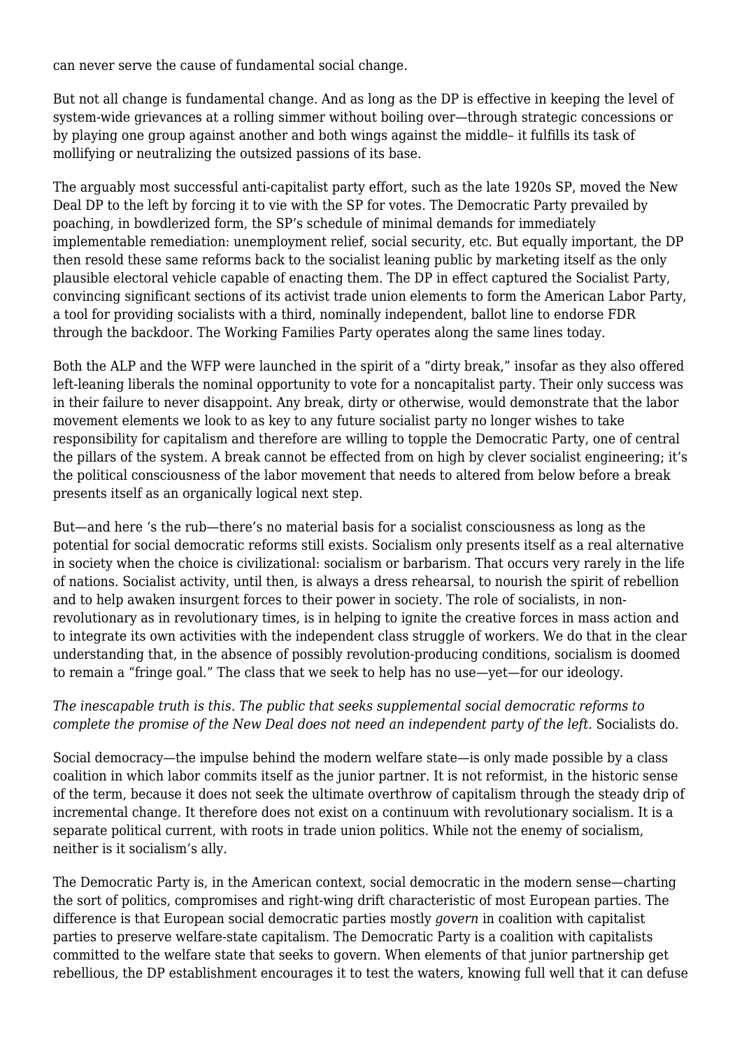can never serve the cause of fundamental social change.

But not all change is fundamental change. And as long as the DP is effective in keeping the level of system-wide grievances at a rolling simmer without boiling over—through strategic concessions or by playing one group against another and both wings against the middle– it fulfills its task of mollifying or neutralizing the outsized passions of its base.

The arguably most successful anti-capitalist party effort, such as the late 1920s SP, moved the New Deal DP to the left by forcing it to vie with the SP for votes. The Democratic Party prevailed by poaching, in bowdlerized form, the SP's schedule of minimal demands for immediately implementable remediation: unemployment relief, social security, etc. But equally important, the DP then resold these same reforms back to the socialist leaning public by marketing itself as the only plausible electoral vehicle capable of enacting them. The DP in effect captured the Socialist Party, convincing significant sections of its activist trade union elements to form the American Labor Party, a tool for providing socialists with a third, nominally independent, ballot line to endorse FDR through the backdoor. The Working Families Party operates along the same lines today.

Both the ALP and the WFP were launched in the spirit of a "dirty break," insofar as they also offered left-leaning liberals the nominal opportunity to vote for a noncapitalist party. Their only success was in their failure to never disappoint. Any break, dirty or otherwise, would demonstrate that the labor movement elements we look to as key to any future socialist party no longer wishes to take responsibility for capitalism and therefore are willing to topple the Democratic Party, one of central the pillars of the system. A break cannot be effected from on high by clever socialist engineering; it's the political consciousness of the labor movement that needs to altered from below before a break presents itself as an organically logical next step.

But—and here 's the rub—there's no material basis for a socialist consciousness as long as the potential for social democratic reforms still exists. Socialism only presents itself as a real alternative in society when the choice is civilizational: socialism or barbarism. That occurs very rarely in the life of nations. Socialist activity, until then, is always a dress rehearsal, to nourish the spirit of rebellion and to help awaken insurgent forces to their power in society. The role of socialists, in non-revolutionary as in revolutionary times, is in helping to ignite the creative forces in mass action and to integrate its own activities with the independent class struggle of workers. We do that in the clear understanding that, in the absence of possibly revolution-producing conditions, socialism is doomed to remain a "fringe goal." The class that we seek to help has no use—yet—for our ideology.

*The inescapable truth is this. The public that seeks supplemental social democratic reforms to complete the promise of the New Deal does not need an independent party of the left*. Socialists do.

Social democracy—the impulse behind the modern welfare state—is only made possible by a class coalition in which labor commits itself as the junior partner. It is not reformist, in the historic sense of the term, because it does not seek the ultimate overthrow of capitalism through the steady drip of incremental change. It therefore does not exist on a continuum with revolutionary socialism. It is a separate political current, with roots in trade union politics. While not the enemy of socialism, neither is it socialism's ally.

The Democratic Party is, in the American context, social democratic in the modern sense—charting the sort of politics, compromises and right-wing drift characteristic of most European parties. The difference is that European social democratic parties mostly *govern* in coalition with capitalist parties to preserve welfare-state capitalism. The Democratic Party is a coalition with capitalists committed to the welfare state that seeks to govern. When elements of that junior partnership get rebellious, the DP establishment encourages it to test the waters, knowing full well that it can defuse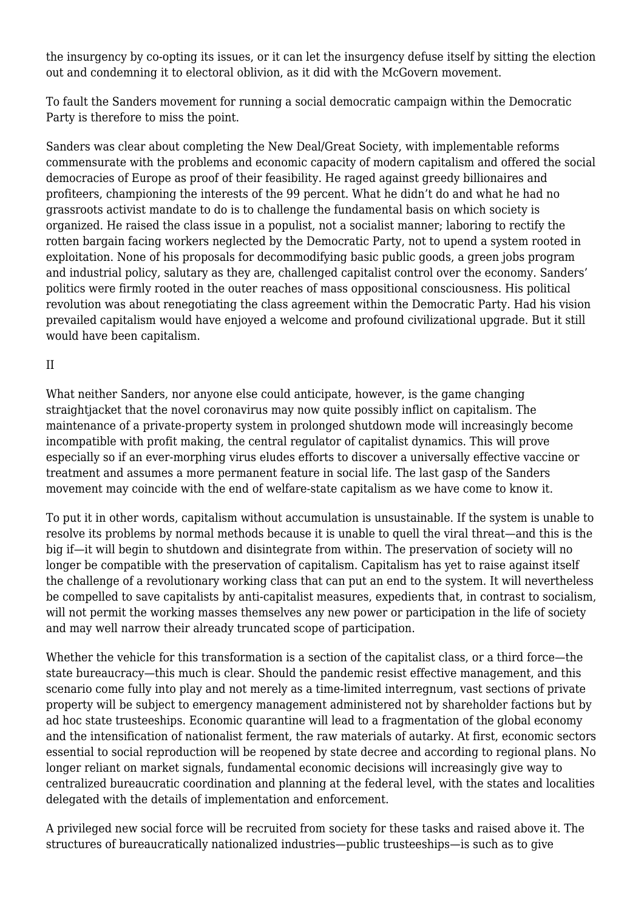the insurgency by co-opting its issues, or it can let the insurgency defuse itself by sitting the election out and condemning it to electoral oblivion, as it did with the McGovern movement.

To fault the Sanders movement for running a social democratic campaign within the Democratic Party is therefore to miss the point.

Sanders was clear about completing the New Deal/Great Society, with implementable reforms commensurate with the problems and economic capacity of modern capitalism and offered the social democracies of Europe as proof of their feasibility. He raged against greedy billionaires and profiteers, championing the interests of the 99 percent. What he didn't do and what he had no grassroots activist mandate to do is to challenge the fundamental basis on which society is organized. He raised the class issue in a populist, not a socialist manner; laboring to rectify the rotten bargain facing workers neglected by the Democratic Party, not to upend a system rooted in exploitation. None of his proposals for decommodifying basic public goods, a green jobs program and industrial policy, salutary as they are, challenged capitalist control over the economy. Sanders' politics were firmly rooted in the outer reaches of mass oppositional consciousness. His political revolution was about renegotiating the class agreement within the Democratic Party. Had his vision prevailed capitalism would have enjoyed a welcome and profound civilizational upgrade. But it still would have been capitalism.

## II

What neither Sanders, nor anyone else could anticipate, however, is the game changing straightjacket that the novel coronavirus may now quite possibly inflict on capitalism. The maintenance of a private-property system in prolonged shutdown mode will increasingly become incompatible with profit making, the central regulator of capitalist dynamics. This will prove especially so if an ever-morphing virus eludes efforts to discover a universally effective vaccine or treatment and assumes a more permanent feature in social life. The last gasp of the Sanders movement may coincide with the end of welfare-state capitalism as we have come to know it.

To put it in other words, capitalism without accumulation is unsustainable. If the system is unable to resolve its problems by normal methods because it is unable to quell the viral threat—and this is the big if—it will begin to shutdown and disintegrate from within. The preservation of society will no longer be compatible with the preservation of capitalism. Capitalism has yet to raise against itself the challenge of a revolutionary working class that can put an end to the system. It will nevertheless be compelled to save capitalists by anti-capitalist measures, expedients that, in contrast to socialism, will not permit the working masses themselves any new power or participation in the life of society and may well narrow their already truncated scope of participation.

Whether the vehicle for this transformation is a section of the capitalist class, or a third force—the state bureaucracy—this much is clear. Should the pandemic resist effective management, and this scenario come fully into play and not merely as a time-limited interregnum, vast sections of private property will be subject to emergency management administered not by shareholder factions but by ad hoc state trusteeships. Economic quarantine will lead to a fragmentation of the global economy and the intensification of nationalist ferment, the raw materials of autarky. At first, economic sectors essential to social reproduction will be reopened by state decree and according to regional plans. No longer reliant on market signals, fundamental economic decisions will increasingly give way to centralized bureaucratic coordination and planning at the federal level, with the states and localities delegated with the details of implementation and enforcement.

A privileged new social force will be recruited from society for these tasks and raised above it. The structures of bureaucratically nationalized industries—public trusteeships—is such as to give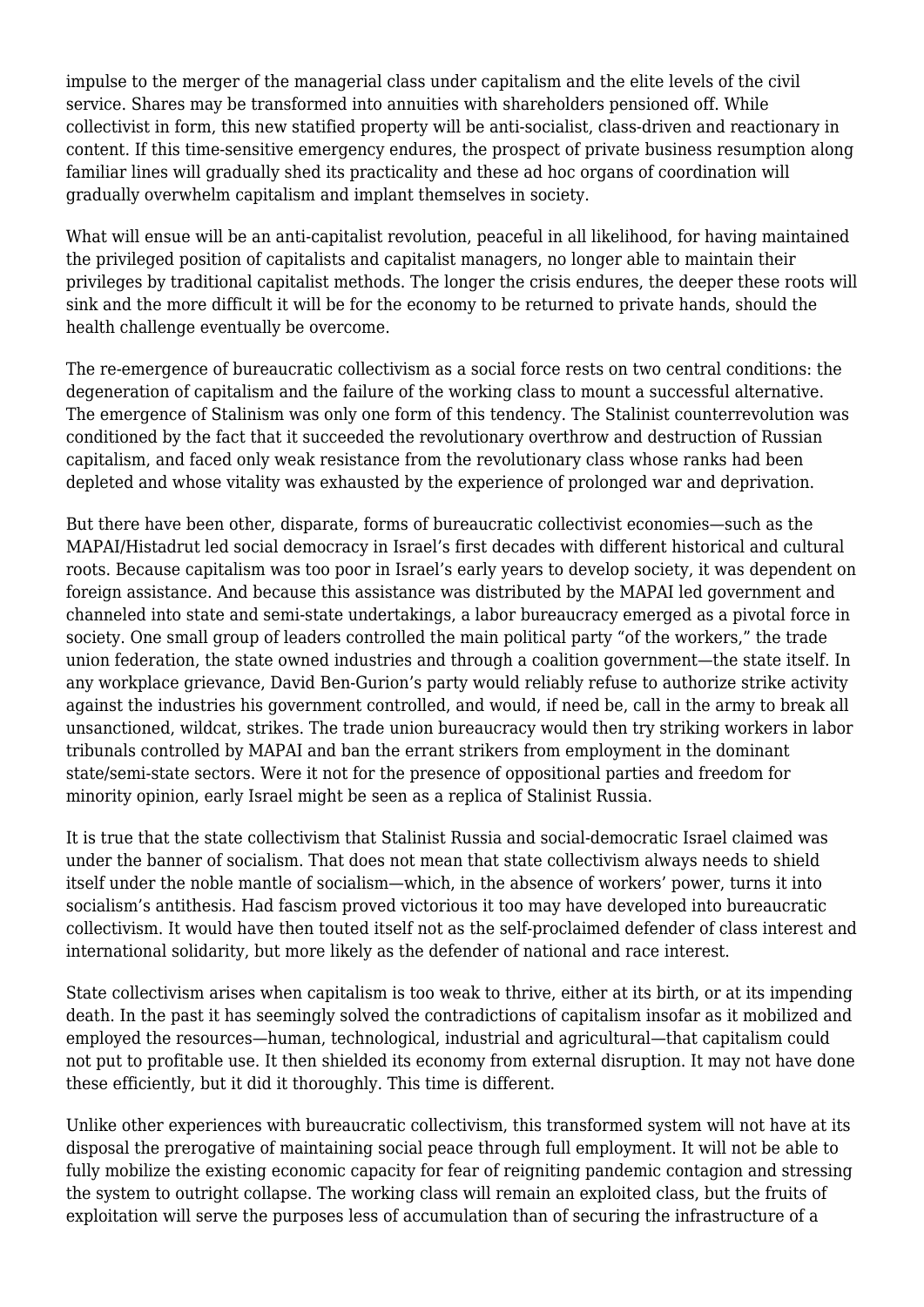impulse to the merger of the managerial class under capitalism and the elite levels of the civil service. Shares may be transformed into annuities with shareholders pensioned off. While collectivist in form, this new statified property will be anti-socialist, class-driven and reactionary in content. If this time-sensitive emergency endures, the prospect of private business resumption along familiar lines will gradually shed its practicality and these ad hoc organs of coordination will gradually overwhelm capitalism and implant themselves in society.

What will ensue will be an anti-capitalist revolution, peaceful in all likelihood, for having maintained the privileged position of capitalists and capitalist managers, no longer able to maintain their privileges by traditional capitalist methods. The longer the crisis endures, the deeper these roots will sink and the more difficult it will be for the economy to be returned to private hands, should the health challenge eventually be overcome.

The re-emergence of bureaucratic collectivism as a social force rests on two central conditions: the degeneration of capitalism and the failure of the working class to mount a successful alternative. The emergence of Stalinism was only one form of this tendency. The Stalinist counterrevolution was conditioned by the fact that it succeeded the revolutionary overthrow and destruction of Russian capitalism, and faced only weak resistance from the revolutionary class whose ranks had been depleted and whose vitality was exhausted by the experience of prolonged war and deprivation.

But there have been other, disparate, forms of bureaucratic collectivist economies—such as the MAPAI/Histadrut led social democracy in Israel's first decades with different historical and cultural roots. Because capitalism was too poor in Israel's early years to develop society, it was dependent on foreign assistance. And because this assistance was distributed by the MAPAI led government and channeled into state and semi-state undertakings, a labor bureaucracy emerged as a pivotal force in society. One small group of leaders controlled the main political party "of the workers," the trade union federation, the state owned industries and through a coalition government—the state itself. In any workplace grievance, David Ben-Gurion's party would reliably refuse to authorize strike activity against the industries his government controlled, and would, if need be, call in the army to break all unsanctioned, wildcat, strikes. The trade union bureaucracy would then try striking workers in labor tribunals controlled by MAPAI and ban the errant strikers from employment in the dominant state/semi-state sectors. Were it not for the presence of oppositional parties and freedom for minority opinion, early Israel might be seen as a replica of Stalinist Russia.

It is true that the state collectivism that Stalinist Russia and social-democratic Israel claimed was under the banner of socialism. That does not mean that state collectivism always needs to shield itself under the noble mantle of socialism—which, in the absence of workers' power, turns it into socialism's antithesis. Had fascism proved victorious it too may have developed into bureaucratic collectivism. It would have then touted itself not as the self-proclaimed defender of class interest and international solidarity, but more likely as the defender of national and race interest.

State collectivism arises when capitalism is too weak to thrive, either at its birth, or at its impending death. In the past it has seemingly solved the contradictions of capitalism insofar as it mobilized and employed the resources—human, technological, industrial and agricultural—that capitalism could not put to profitable use. It then shielded its economy from external disruption. It may not have done these efficiently, but it did it thoroughly. This time is different.

Unlike other experiences with bureaucratic collectivism, this transformed system will not have at its disposal the prerogative of maintaining social peace through full employment. It will not be able to fully mobilize the existing economic capacity for fear of reigniting pandemic contagion and stressing the system to outright collapse. The working class will remain an exploited class, but the fruits of exploitation will serve the purposes less of accumulation than of securing the infrastructure of a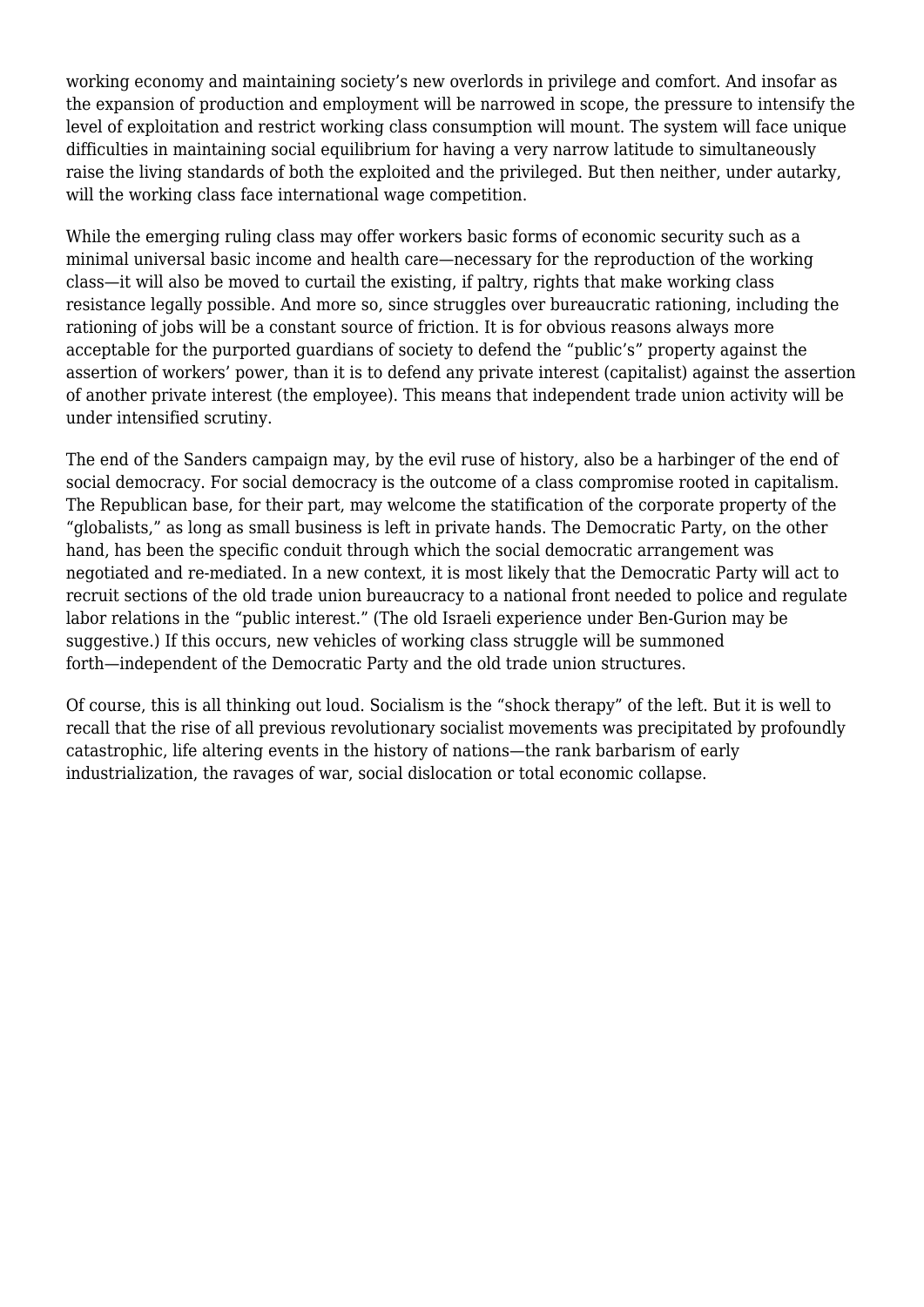working economy and maintaining society's new overlords in privilege and comfort. And insofar as the expansion of production and employment will be narrowed in scope, the pressure to intensify the level of exploitation and restrict working class consumption will mount. The system will face unique difficulties in maintaining social equilibrium for having a very narrow latitude to simultaneously raise the living standards of both the exploited and the privileged. But then neither, under autarky, will the working class face international wage competition.

While the emerging ruling class may offer workers basic forms of economic security such as a minimal universal basic income and health care—necessary for the reproduction of the working class—it will also be moved to curtail the existing, if paltry, rights that make working class resistance legally possible. And more so, since struggles over bureaucratic rationing, including the rationing of jobs will be a constant source of friction. It is for obvious reasons always more acceptable for the purported guardians of society to defend the "public's" property against the assertion of workers' power, than it is to defend any private interest (capitalist) against the assertion of another private interest (the employee). This means that independent trade union activity will be under intensified scrutiny.

The end of the Sanders campaign may, by the evil ruse of history, also be a harbinger of the end of social democracy. For social democracy is the outcome of a class compromise rooted in capitalism. The Republican base, for their part, may welcome the statification of the corporate property of the "globalists," as long as small business is left in private hands. The Democratic Party, on the other hand, has been the specific conduit through which the social democratic arrangement was negotiated and re-mediated. In a new context, it is most likely that the Democratic Party will act to recruit sections of the old trade union bureaucracy to a national front needed to police and regulate labor relations in the "public interest." (The old Israeli experience under Ben-Gurion may be suggestive.) If this occurs, new vehicles of working class struggle will be summoned forth—independent of the Democratic Party and the old trade union structures.

Of course, this is all thinking out loud. Socialism is the "shock therapy" of the left. But it is well to recall that the rise of all previous revolutionary socialist movements was precipitated by profoundly catastrophic, life altering events in the history of nations—the rank barbarism of early industrialization, the ravages of war, social dislocation or total economic collapse.